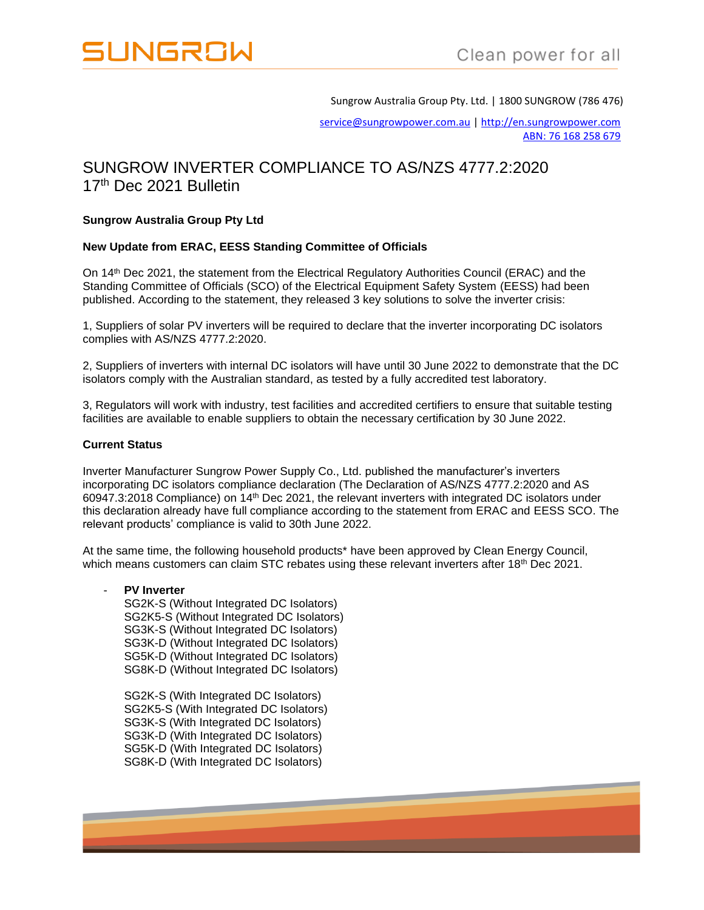Sungrow Australia Group Pty. Ltd. | 1800 SUNGROW (786 476)

service@sungrowpower.com.au | http://en.sungrowpower.com
ABN: 76 168 258 679

# SUNGROW INVERTER COMPLIANCE TO AS/NZS 4777.2:2020
## 17th Dec 2021 Bulletin

**Sungrow Australia Group Pty Ltd**

**New Update from ERAC, EESS Standing Committee of Officials**

On 14th Dec 2021, the statement from the Electrical Regulatory Authorities Council (ERAC) and the Standing Committee of Officials (SCO) of the Electrical Equipment Safety System (EESS) had been published. According to the statement, they released 3 key solutions to solve the inverter crisis:

1, Suppliers of solar PV inverters will be required to declare that the inverter incorporating DC isolators complies with AS/NZS 4777.2:2020.

2, Suppliers of inverters with internal DC isolators will have until 30 June 2022 to demonstrate that the DC isolators comply with the Australian standard, as tested by a fully accredited test laboratory.

3, Regulators will work with industry, test facilities and accredited certifiers to ensure that suitable testing facilities are available to enable suppliers to obtain the necessary certification by 30 June 2022.

**Current Status**

Inverter Manufacturer Sungrow Power Supply Co., Ltd. published the manufacturer's inverters incorporating DC isolators compliance declaration (The Declaration of AS/NZS 4777.2:2020 and AS 60947.3:2018 Compliance) on 14th Dec 2021, the relevant inverters with integrated DC isolators under this declaration already have full compliance according to the statement from ERAC and EESS SCO. The relevant products' compliance is valid to 30th June 2022.

At the same time, the following household products* have been approved by Clean Energy Council, which means customers can claim STC rebates using these relevant inverters after 18th Dec 2021.

- **PV Inverter**
  SG2K-S (Without Integrated DC Isolators)
  SG2K5-S (Without Integrated DC Isolators)
  SG3K-S (Without Integrated DC Isolators)
  SG3K-D (Without Integrated DC Isolators)
  SG5K-D (Without Integrated DC Isolators)
  SG8K-D (Without Integrated DC Isolators)

  SG2K-S (With Integrated DC Isolators)
  SG2K5-S (With Integrated DC Isolators)
  SG3K-S (With Integrated DC Isolators)
  SG3K-D (With Integrated DC Isolators)
  SG5K-D (With Integrated DC Isolators)
  SG8K-D (With Integrated DC Isolators)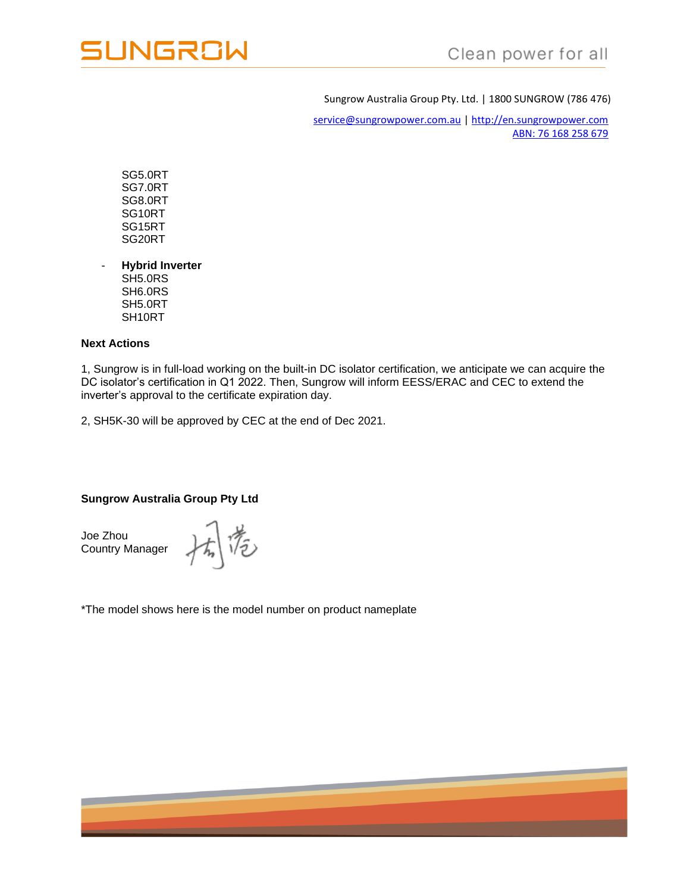SG5.0RT
SG7.0RT
SG8.0RT
SG10RT
SG15RT
SG20RT

- **Hybrid Inverter**
  SH5.0RS
  SH6.0RS
  SH5.0RT
  SH10RT

**Next Actions**

1, Sungrow is in full-load working on the built-in DC isolator certification, we anticipate we can acquire the DC isolator's certification in Q1 2022. Then, Sungrow will inform EESS/ERAC and CEC to extend the inverter's approval to the certificate expiration day.

2, SH5K-30 will be approved by CEC at the end of Dec 2021.

**Sungrow Australia Group Pty Ltd**

Joe Zhou
Country Manager

*The model shows here is the model number on product nameplate